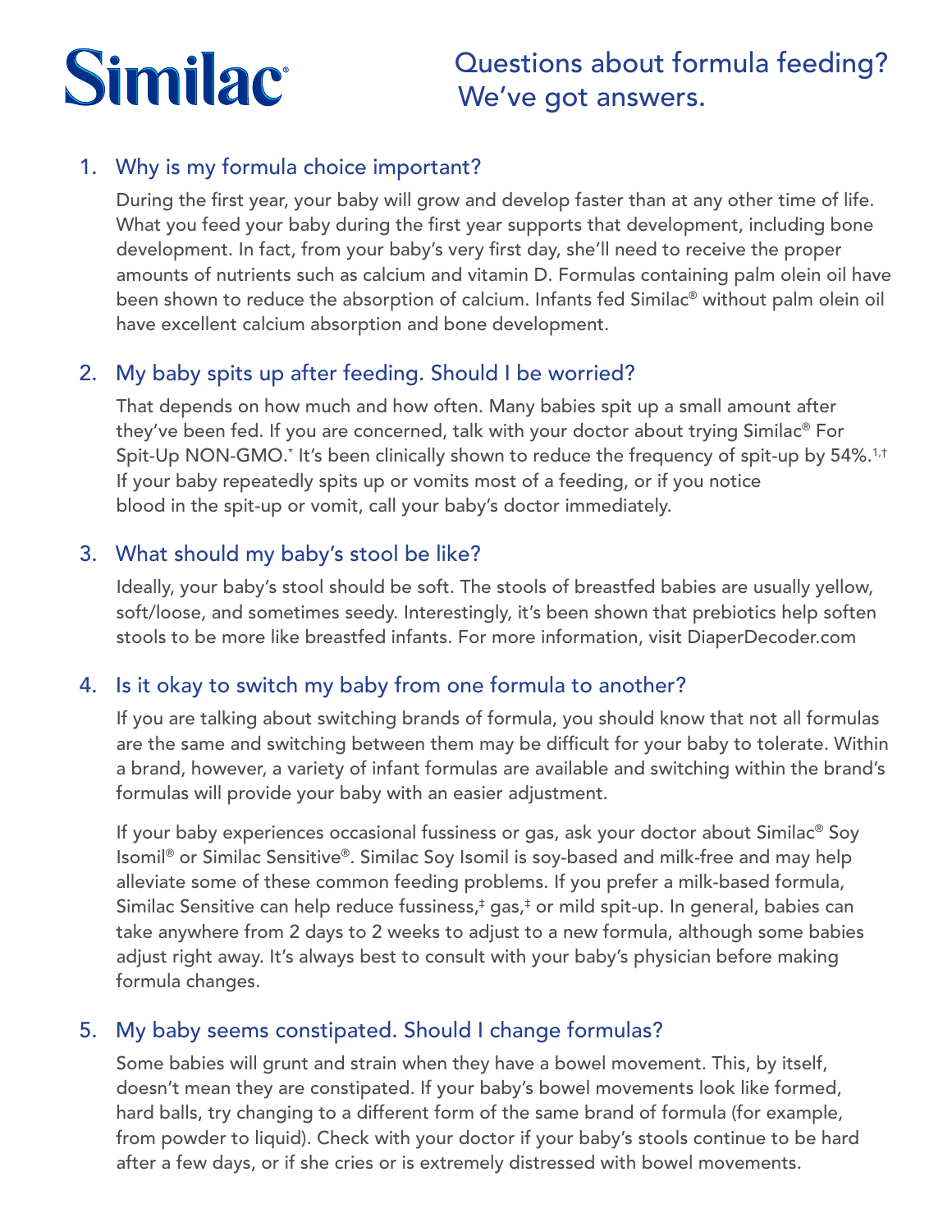# Similac®

## Questions about formula feeding? We've got answers.

1. **Why is my formula choice important?**

   During the first year, your baby will grow and develop faster than at any other time of life. What you feed your baby during the first year supports that development, including bone development. In fact, from your baby's very first day, she'll need to receive the proper amounts of nutrients such as calcium and vitamin D. Formulas containing palm olein oil have been shown to reduce the absorption of calcium. Infants fed Similac® without palm olein oil have excellent calcium absorption and bone development.

2. **My baby spits up after feeding. Should I be worried?**

   That depends on how much and how often. Many babies spit up a small amount after they've been fed. If you are concerned, talk with your doctor about trying Similac® For Spit-Up NON-GMO.* It's been clinically shown to reduce the frequency of spit-up by 54%.[1,†] If your baby repeatedly spits up or vomits most of a feeding, or if you notice blood in the spit-up or vomit, call your baby's doctor immediately.

3. **What should my baby's stool be like?**

   Ideally, your baby's stool should be soft. The stools of breastfed babies are usually yellow, soft/loose, and sometimes seedy. Interestingly, it's been shown that prebiotics help soften stools to be more like breastfed infants. For more information, visit DiaperDecoder.com

4. **Is it okay to switch my baby from one formula to another?**

   If you are talking about switching brands of formula, you should know that not all formulas are the same and switching between them may be difficult for your baby to tolerate. Within a brand, however, a variety of infant formulas are available and switching within the brand's formulas will provide your baby with an easier adjustment.

   If your baby experiences occasional fussiness or gas, ask your doctor about Similac® Soy Isomil® or Similac Sensitive®. Similac Soy Isomil is soy-based and milk-free and may help alleviate some of these common feeding problems. If you prefer a milk-based formula, Similac Sensitive can help reduce fussiness,‡ gas,‡ or mild spit-up. In general, babies can take anywhere from 2 days to 2 weeks to adjust to a new formula, although some babies adjust right away. It's always best to consult with your baby's physician before making formula changes.

5. **My baby seems constipated. Should I change formulas?**

   Some babies will grunt and strain when they have a bowel movement. This, by itself, doesn't mean they are constipated. If your baby's bowel movements look like formed, hard balls, try changing to a different form of the same brand of formula (for example, from powder to liquid). Check with your doctor if your baby's stools continue to be hard after a few days, or if she cries or is extremely distressed with bowel movements.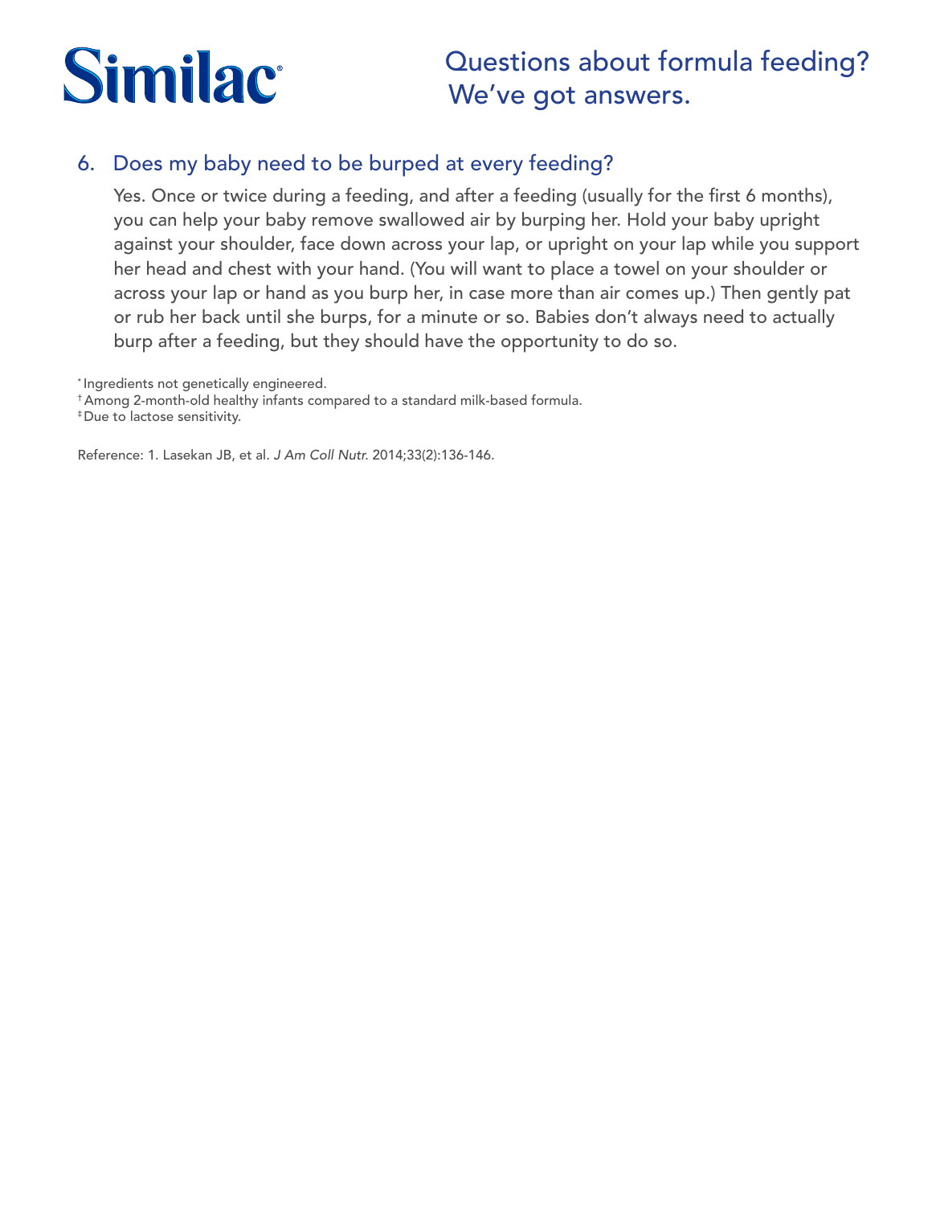## 6. Does my baby need to be burped at every feeding?

Yes. Once or twice during a feeding, and after a feeding (usually for the first 6 months), you can help your baby remove swallowed air by burping her. Hold your baby upright against your shoulder, face down across your lap, or upright on your lap while you support her head and chest with your hand. (You will want to place a towel on your shoulder or across your lap or hand as you burp her, in case more than air comes up.) Then gently pat or rub her back until she burps, for a minute or so. Babies don't always need to actually burp after a feeding, but they should have the opportunity to do so.

[*] Ingredients not genetically engineered.
[†] Among 2-month-old healthy infants compared to a standard milk-based formula.
[‡] Due to lactose sensitivity.

Reference: 1. Lasekan JB, et al. *J Am Coll Nutr.* 2014;33(2):136-146.